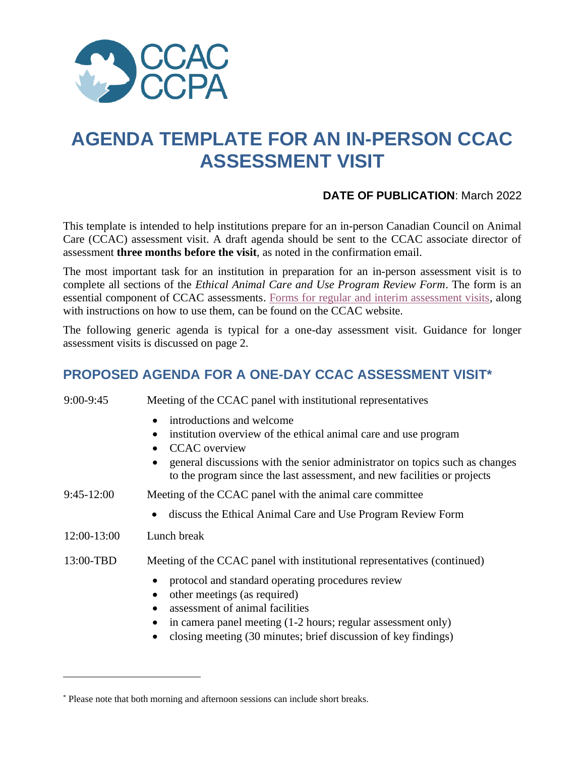# AGENDA TEMPLATE FOR AN IN-PERSON CCAC ASSESSMENT VISIT

**DATE OF PUBLICATION**: March 2022

This template is intended to help institutions prepare for an in-person Canadian Council on Animal Care (CCAC) assessment visit. A draft agenda should be sent to the CCAC associate director of assessment **three months before the visit**, as noted in the confirmation email.

The most important task for an institution in preparation for an in-person assessment visit is to complete all sections of the *Ethical Animal Care and Use Program Review Form*. The form is an essential component of CCAC assessments. Forms for regular and interim assessment visits, along with instructions on how to use them, can be found on the CCAC website.

The following generic agenda is typical for a one-day assessment visit. Guidance for longer assessment visits is discussed on page 2.

## PROPOSED AGENDA FOR A ONE-DAY CCAC ASSESSMENT VISIT*

9:00-9:45 — Meeting of the CCAC panel with institutional representatives

- introductions and welcome
- institution overview of the ethical animal care and use program
- CCAC overview
- general discussions with the senior administrator on topics such as changes to the program since the last assessment, and new facilities or projects

9:45-12:00 — Meeting of the CCAC panel with the animal care committee

- discuss the Ethical Animal Care and Use Program Review Form

12:00-13:00 — Lunch break

13:00-TBD — Meeting of the CCAC panel with institutional representatives (continued)

- protocol and standard operating procedures review
- other meetings (as required)
- assessment of animal facilities
- in camera panel meeting (1-2 hours; regular assessment only)
- closing meeting (30 minutes; brief discussion of key findings)

---

* Please note that both morning and afternoon sessions can include short breaks.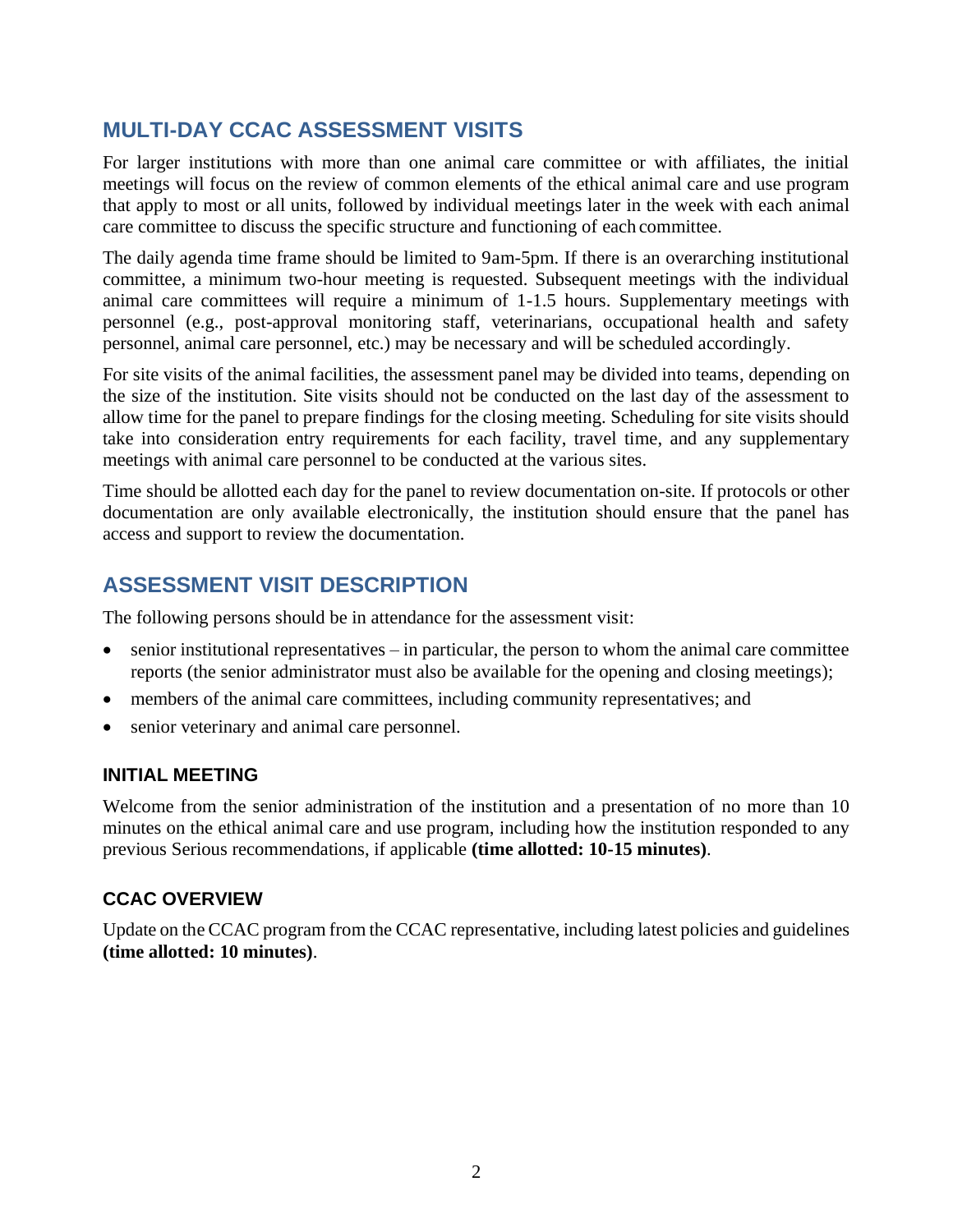## MULTI-DAY CCAC ASSESSMENT VISITS

For larger institutions with more than one animal care committee or with affiliates, the initial meetings will focus on the review of common elements of the ethical animal care and use program that apply to most or all units, followed by individual meetings later in the week with each animal care committee to discuss the specific structure and functioning of each committee.

The daily agenda time frame should be limited to 9am-5pm. If there is an overarching institutional committee, a minimum two-hour meeting is requested. Subsequent meetings with the individual animal care committees will require a minimum of 1-1.5 hours. Supplementary meetings with personnel (e.g., post-approval monitoring staff, veterinarians, occupational health and safety personnel, animal care personnel, etc.) may be necessary and will be scheduled accordingly.

For site visits of the animal facilities, the assessment panel may be divided into teams, depending on the size of the institution. Site visits should not be conducted on the last day of the assessment to allow time for the panel to prepare findings for the closing meeting. Scheduling for site visits should take into consideration entry requirements for each facility, travel time, and any supplementary meetings with animal care personnel to be conducted at the various sites.

Time should be allotted each day for the panel to review documentation on-site. If protocols or other documentation are only available electronically, the institution should ensure that the panel has access and support to review the documentation.

## ASSESSMENT VISIT DESCRIPTION

The following persons should be in attendance for the assessment visit:

- senior institutional representatives – in particular, the person to whom the animal care committee reports (the senior administrator must also be available for the opening and closing meetings);
- members of the animal care committees, including community representatives; and
- senior veterinary and animal care personnel.

### INITIAL MEETING

Welcome from the senior administration of the institution and a presentation of no more than 10 minutes on the ethical animal care and use program, including how the institution responded to any previous Serious recommendations, if applicable **(time allotted: 10-15 minutes)**.

### CCAC OVERVIEW

Update on the CCAC program from the CCAC representative, including latest policies and guidelines **(time allotted: 10 minutes)**.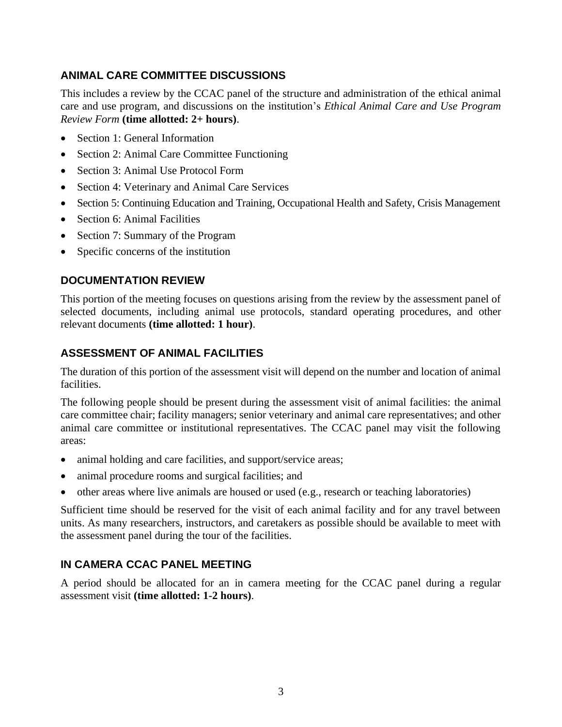## ANIMAL CARE COMMITTEE DISCUSSIONS

This includes a review by the CCAC panel of the structure and administration of the ethical animal care and use program, and discussions on the institution's *Ethical Animal Care and Use Program Review Form* **(time allotted: 2+ hours)**.

- Section 1: General Information
- Section 2: Animal Care Committee Functioning
- Section 3: Animal Use Protocol Form
- Section 4: Veterinary and Animal Care Services
- Section 5: Continuing Education and Training, Occupational Health and Safety, Crisis Management
- Section 6: Animal Facilities
- Section 7: Summary of the Program
- Specific concerns of the institution

## DOCUMENTATION REVIEW

This portion of the meeting focuses on questions arising from the review by the assessment panel of selected documents, including animal use protocols, standard operating procedures, and other relevant documents **(time allotted: 1 hour)**.

## ASSESSMENT OF ANIMAL FACILITIES

The duration of this portion of the assessment visit will depend on the number and location of animal facilities.

The following people should be present during the assessment visit of animal facilities: the animal care committee chair; facility managers; senior veterinary and animal care representatives; and other animal care committee or institutional representatives. The CCAC panel may visit the following areas:

- animal holding and care facilities, and support/service areas;
- animal procedure rooms and surgical facilities; and
- other areas where live animals are housed or used (e.g., research or teaching laboratories)

Sufficient time should be reserved for the visit of each animal facility and for any travel between units. As many researchers, instructors, and caretakers as possible should be available to meet with the assessment panel during the tour of the facilities.

## IN CAMERA CCAC PANEL MEETING

A period should be allocated for an in camera meeting for the CCAC panel during a regular assessment visit **(time allotted: 1-2 hours)**.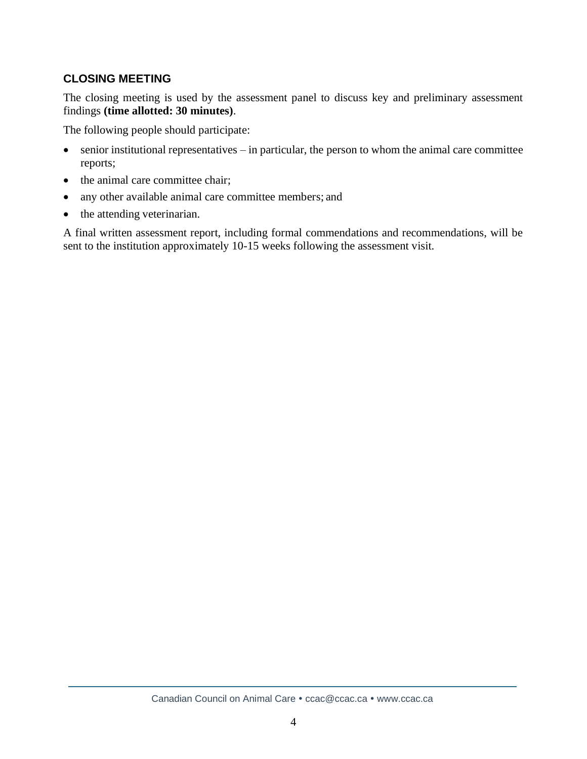### CLOSING MEETING

The closing meeting is used by the assessment panel to discuss key and preliminary assessment findings **(time allotted: 30 minutes)**.

The following people should participate:

- senior institutional representatives – in particular, the person to whom the animal care committee reports;
- the animal care committee chair;
- any other available animal care committee members; and
- the attending veterinarian.

A final written assessment report, including formal commendations and recommendations, will be sent to the institution approximately 10-15 weeks following the assessment visit.